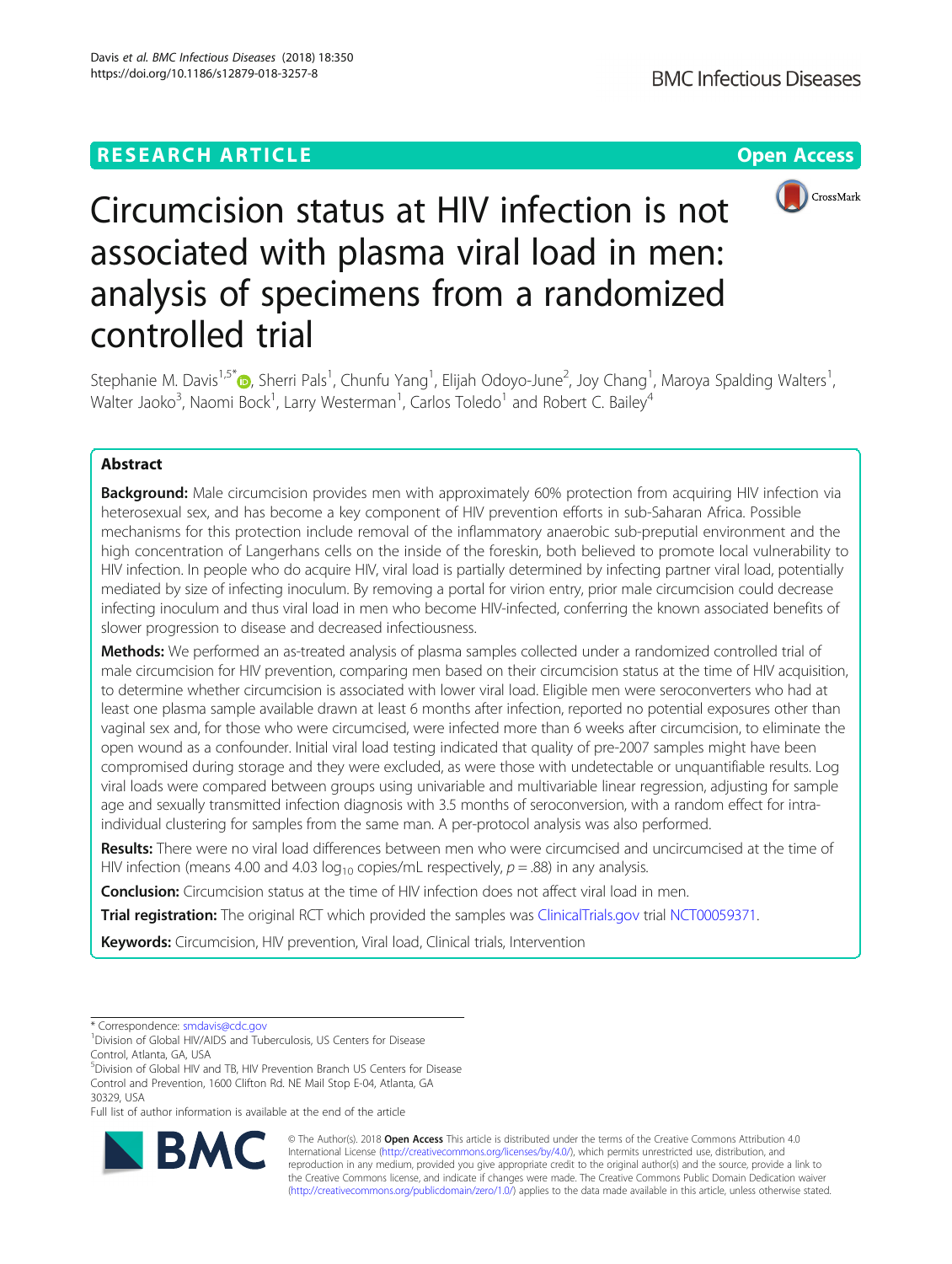RESEARCH ARTICLE

Open Access

# Circumcision status at HIV infection is not associated with plasma viral load in men: analysis of specimens from a randomized controlled trial

Stephanie M. Davis[1,5*], Sherri Pals[1], Chunfu Yang[1], Elijah Odoyo-June[2], Joy Chang[1], Maroya Spalding Walters[1], Walter Jaoko[3], Naomi Bock[1], Larry Westerman[1], Carlos Toledo[1] and Robert C. Bailey[4]

## Abstract

**Background:** Male circumcision provides men with approximately 60% protection from acquiring HIV infection via heterosexual sex, and has become a key component of HIV prevention efforts in sub-Saharan Africa. Possible mechanisms for this protection include removal of the inflammatory anaerobic sub-preputial environment and the high concentration of Langerhans cells on the inside of the foreskin, both believed to promote local vulnerability to HIV infection. In people who do acquire HIV, viral load is partially determined by infecting partner viral load, potentially mediated by size of infecting inoculum. By removing a portal for virion entry, prior male circumcision could decrease infecting inoculum and thus viral load in men who become HIV-infected, conferring the known associated benefits of slower progression to disease and decreased infectiousness.

**Methods:** We performed an as-treated analysis of plasma samples collected under a randomized controlled trial of male circumcision for HIV prevention, comparing men based on their circumcision status at the time of HIV acquisition, to determine whether circumcision is associated with lower viral load. Eligible men were seroconverters who had at least one plasma sample available drawn at least 6 months after infection, reported no potential exposures other than vaginal sex and, for those who were circumcised, were infected more than 6 weeks after circumcision, to eliminate the open wound as a confounder. Initial viral load testing indicated that quality of pre-2007 samples might have been compromised during storage and they were excluded, as were those with undetectable or unquantifiable results. Log viral loads were compared between groups using univariable and multivariable linear regression, adjusting for sample age and sexually transmitted infection diagnosis with 3.5 months of seroconversion, with a random effect for intra-individual clustering for samples from the same man. A per-protocol analysis was also performed.

**Results:** There were no viral load differences between men who were circumcised and uncircumcised at the time of HIV infection (means 4.00 and 4.03 $\log_{10}$ copies/mL respectively, $p = .88$) in any analysis.

**Conclusion:** Circumcision status at the time of HIV infection does not affect viral load in men.

**Trial registration:** The original RCT which provided the samples was ClinicalTrials.gov trial NCT00059371.

**Keywords:** Circumcision, HIV prevention, Viral load, Clinical trials, Intervention

---

\* Correspondence: smdavis@cdc.gov

[1]Division of Global HIV/AIDS and Tuberculosis, US Centers for Disease Control, Atlanta, GA, USA

[5]Division of Global HIV and TB, HIV Prevention Branch US Centers for Disease Control and Prevention, 1600 Clifton Rd. NE Mail Stop E-04, Atlanta, GA 30329, USA

Full list of author information is available at the end of the article

© The Author(s). 2018 **Open Access** This article is distributed under the terms of the Creative Commons Attribution 4.0 International License (http://creativecommons.org/licenses/by/4.0/), which permits unrestricted use, distribution, and reproduction in any medium, provided you give appropriate credit to the original author(s) and the source, provide a link to the Creative Commons license, and indicate if changes were made. The Creative Commons Public Domain Dedication waiver (http://creativecommons.org/publicdomain/zero/1.0/) applies to the data made available in this article, unless otherwise stated.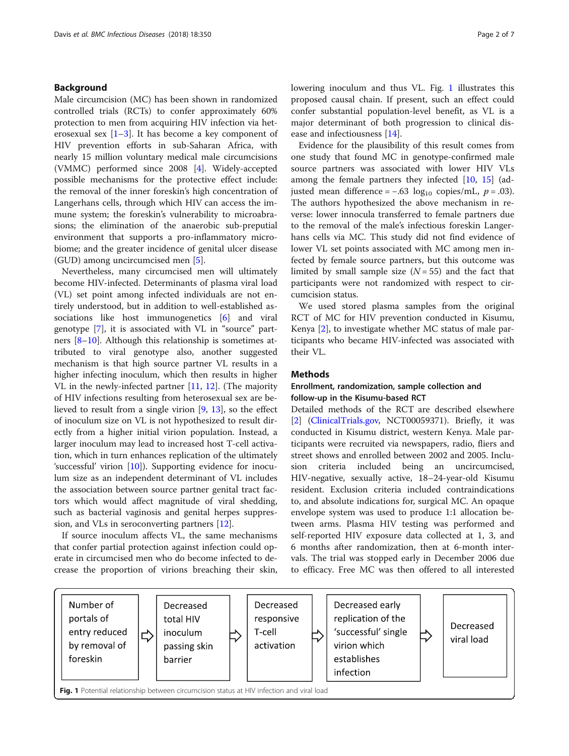## Background

Male circumcision (MC) has been shown in randomized controlled trials (RCTs) to confer approximately 60% protection to men from acquiring HIV infection via heterosexual sex [1–3]. It has become a key component of HIV prevention efforts in sub-Saharan Africa, with nearly 15 million voluntary medical male circumcisions (VMMC) performed since 2008 [4]. Widely-accepted possible mechanisms for the protective effect include: the removal of the inner foreskin's high concentration of Langerhans cells, through which HIV can access the immune system; the foreskin's vulnerability to microabrasions; the elimination of the anaerobic sub-preputial environment that supports a pro-inflammatory microbiome; and the greater incidence of genital ulcer disease (GUD) among uncircumcised men [5].

Nevertheless, many circumcised men will ultimately become HIV-infected. Determinants of plasma viral load (VL) set point among infected individuals are not entirely understood, but in addition to well-established associations like host immunogenetics [6] and viral genotype [7], it is associated with VL in "source" partners [8–10]. Although this relationship is sometimes attributed to viral genotype also, another suggested mechanism is that high source partner VL results in a higher infecting inoculum, which then results in higher VL in the newly-infected partner [11, 12]. (The majority of HIV infections resulting from heterosexual sex are believed to result from a single virion [9, 13], so the effect of inoculum size on VL is not hypothesized to result directly from a higher initial virion population. Instead, a larger inoculum may lead to increased host T-cell activation, which in turn enhances replication of the ultimately 'successful' virion [10]). Supporting evidence for inoculum size as an independent determinant of VL includes the association between source partner genital tract factors which would affect magnitude of viral shedding, such as bacterial vaginosis and genital herpes suppression, and VLs in seroconverting partners [12].

If source inoculum affects VL, the same mechanisms that confer partial protection against infection could operate in circumcised men who do become infected to decrease the proportion of virions breaching their skin, lowering inoculum and thus VL. Fig. 1 illustrates this proposed causal chain. If present, such an effect could confer substantial population-level benefit, as VL is a major determinant of both progression to clinical disease and infectiousness [14].

Evidence for the plausibility of this result comes from one study that found MC in genotype-confirmed male source partners was associated with lower HIV VLs among the female partners they infected [10, 15] (adjusted mean difference = −.63 $\log_{10}$ copies/mL, $p = .03$). The authors hypothesized the above mechanism in reverse: lower innocula transferred to female partners due to the removal of the male's infectious foreskin Langerhans cells via MC. This study did not find evidence of lower VL set points associated with MC among men infected by female source partners, but this outcome was limited by small sample size ($N = 55$) and the fact that participants were not randomized with respect to circumcision status.

We used stored plasma samples from the original RCT of MC for HIV prevention conducted in Kisumu, Kenya [2], to investigate whether MC status of male participants who became HIV-infected was associated with their VL.

## Methods

### Enrollment, randomization, sample collection and follow-up in the Kisumu-based RCT

Detailed methods of the RCT are described elsewhere [2] (ClinicalTrials.gov, NCT00059371). Briefly, it was conducted in Kisumu district, western Kenya. Male participants were recruited via newspapers, radio, fliers and street shows and enrolled between 2002 and 2005. Inclusion criteria included being an uncircumcised, HIV-negative, sexually active, 18–24-year-old Kisumu resident. Exclusion criteria included contraindications to, and absolute indications for, surgical MC. An opaque envelope system was used to produce 1:1 allocation between arms. Plasma HIV testing was performed and self-reported HIV exposure data collected at 1, 3, and 6 months after randomization, then at 6-month intervals. The trial was stopped early in December 2006 due to efficacy. Free MC was then offered to all interested

Number of portals of entry reduced by removal of foreskin ⇨ Decreased total HIV inoculum passing skin barrier ⇨ Decreased responsive T-cell activation ⇨ Decreased early replication of the 'successful' single virion which establishes infection ⇨ Decreased viral load

**Fig. 1** Potential relationship between circumcision status at HIV infection and viral load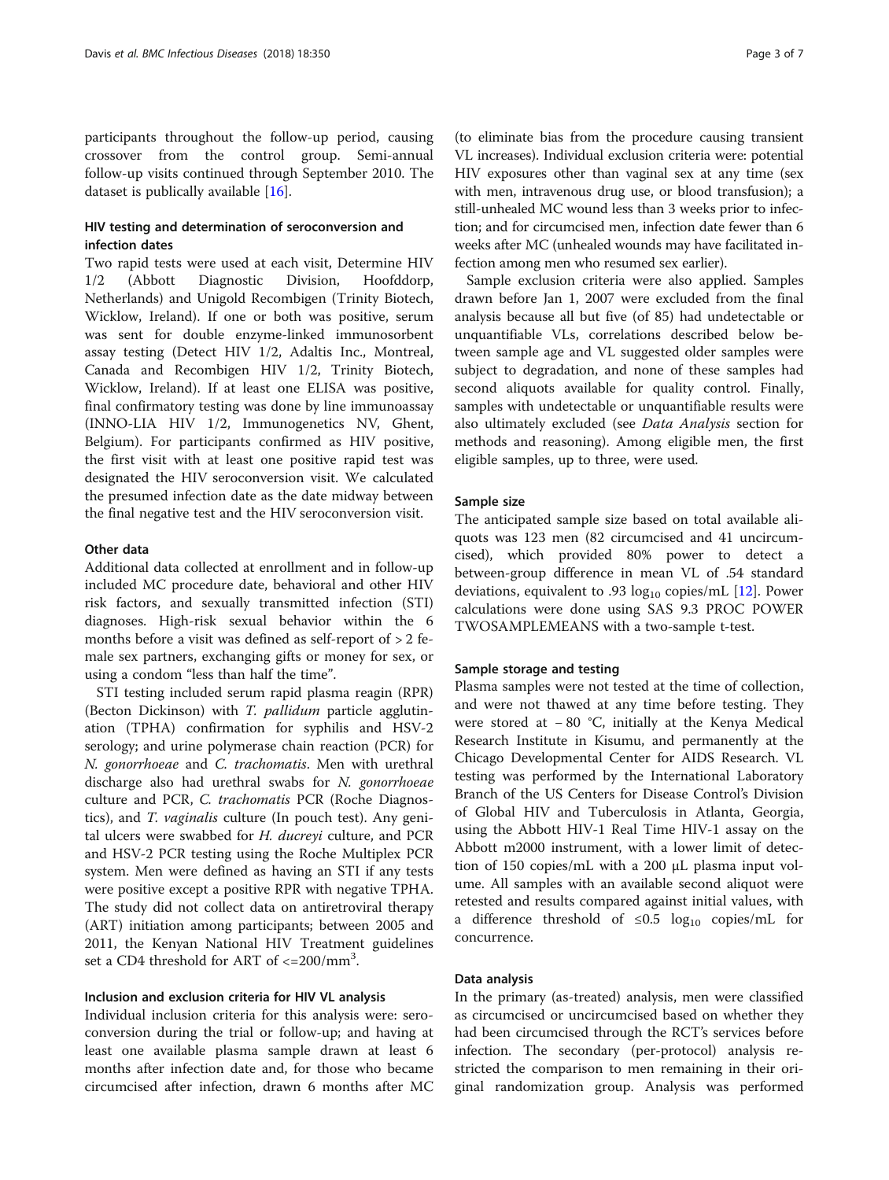participants throughout the follow-up period, causing crossover from the control group. Semi-annual follow-up visits continued through September 2010. The dataset is publically available [16].

## HIV testing and determination of seroconversion and infection dates

Two rapid tests were used at each visit, Determine HIV 1/2 (Abbott Diagnostic Division, Hoofddorp, Netherlands) and Unigold Recombigen (Trinity Biotech, Wicklow, Ireland). If one or both was positive, serum was sent for double enzyme-linked immunosorbent assay testing (Detect HIV 1/2, Adaltis Inc., Montreal, Canada and Recombigen HIV 1/2, Trinity Biotech, Wicklow, Ireland). If at least one ELISA was positive, final confirmatory testing was done by line immunoassay (INNO-LIA HIV 1/2, Immunogenetics NV, Ghent, Belgium). For participants confirmed as HIV positive, the first visit with at least one positive rapid test was designated the HIV seroconversion visit. We calculated the presumed infection date as the date midway between the final negative test and the HIV seroconversion visit.

## Other data

Additional data collected at enrollment and in follow-up included MC procedure date, behavioral and other HIV risk factors, and sexually transmitted infection (STI) diagnoses. High-risk sexual behavior within the 6 months before a visit was defined as self-report of > 2 female sex partners, exchanging gifts or money for sex, or using a condom "less than half the time".

STI testing included serum rapid plasma reagin (RPR) (Becton Dickinson) with *T. pallidum* particle agglutination (TPHA) confirmation for syphilis and HSV-2 serology; and urine polymerase chain reaction (PCR) for *N. gonorrhoeae* and *C. trachomatis*. Men with urethral discharge also had urethral swabs for *N. gonorrhoeae* culture and PCR, *C. trachomatis* PCR (Roche Diagnostics), and *T. vaginalis* culture (In pouch test). Any genital ulcers were swabbed for *H. ducreyi* culture, and PCR and HSV-2 PCR testing using the Roche Multiplex PCR system. Men were defined as having an STI if any tests were positive except a positive RPR with negative TPHA. The study did not collect data on antiretroviral therapy (ART) initiation among participants; between 2005 and 2011, the Kenyan National HIV Treatment guidelines set a CD4 threshold for ART of $<=200/\text{mm}^3$.

## Inclusion and exclusion criteria for HIV VL analysis

Individual inclusion criteria for this analysis were: seroconversion during the trial or follow-up; and having at least one available plasma sample drawn at least 6 months after infection date and, for those who became circumcised after infection, drawn 6 months after MC (to eliminate bias from the procedure causing transient VL increases). Individual exclusion criteria were: potential HIV exposures other than vaginal sex at any time (sex with men, intravenous drug use, or blood transfusion); a still-unhealed MC wound less than 3 weeks prior to infection; and for circumcised men, infection date fewer than 6 weeks after MC (unhealed wounds may have facilitated infection among men who resumed sex earlier).

Sample exclusion criteria were also applied. Samples drawn before Jan 1, 2007 were excluded from the final analysis because all but five (of 85) had undetectable or unquantifiable VLs, correlations described below between sample age and VL suggested older samples were subject to degradation, and none of these samples had second aliquots available for quality control. Finally, samples with undetectable or unquantifiable results were also ultimately excluded (see *Data Analysis* section for methods and reasoning). Among eligible men, the first eligible samples, up to three, were used.

## Sample size

The anticipated sample size based on total available aliquots was 123 men (82 circumcised and 41 uncircumcised), which provided 80% power to detect a between-group difference in mean VL of .54 standard deviations, equivalent to .93 $\log_{10}$ copies/mL [12]. Power calculations were done using SAS 9.3 PROC POWER TWOSAMPLEMEANS with a two-sample t-test.

## Sample storage and testing

Plasma samples were not tested at the time of collection, and were not thawed at any time before testing. They were stored at − 80 °C, initially at the Kenya Medical Research Institute in Kisumu, and permanently at the Chicago Developmental Center for AIDS Research. VL testing was performed by the International Laboratory Branch of the US Centers for Disease Control's Division of Global HIV and Tuberculosis in Atlanta, Georgia, using the Abbott HIV-1 Real Time HIV-1 assay on the Abbott m2000 instrument, with a lower limit of detection of 150 copies/mL with a 200 μL plasma input volume. All samples with an available second aliquot were retested and results compared against initial values, with a difference threshold of $\leq 0.5$ $\log_{10}$ copies/mL for concurrence.

## Data analysis

In the primary (as-treated) analysis, men were classified as circumcised or uncircumcised based on whether they had been circumcised through the RCT's services before infection. The secondary (per-protocol) analysis restricted the comparison to men remaining in their original randomization group. Analysis was performed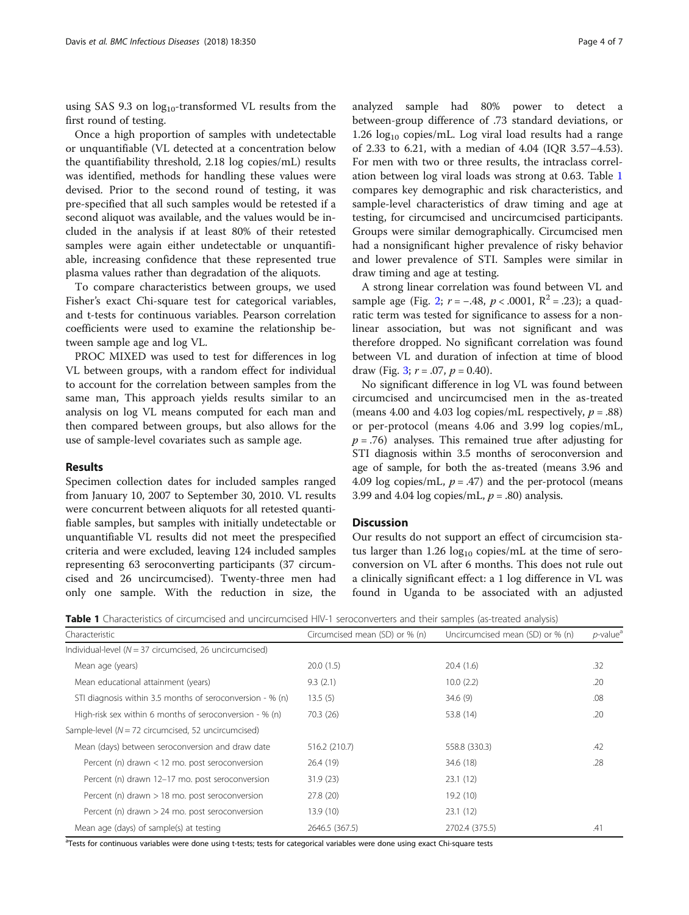using SAS 9.3 on $\log_{10}$-transformed VL results from the first round of testing.

Once a high proportion of samples with undetectable or unquantifiable (VL detected at a concentration below the quantifiability threshold, 2.18 log copies/mL) results was identified, methods for handling these values were devised. Prior to the second round of testing, it was pre-specified that all such samples would be retested if a second aliquot was available, and the values would be included in the analysis if at least 80% of their retested samples were again either undetectable or unquantifiable, increasing confidence that these represented true plasma values rather than degradation of the aliquots.

To compare characteristics between groups, we used Fisher's exact Chi-square test for categorical variables, and t-tests for continuous variables. Pearson correlation coefficients were used to examine the relationship between sample age and log VL.

PROC MIXED was used to test for differences in log VL between groups, with a random effect for individual to account for the correlation between samples from the same man, This approach yields results similar to an analysis on log VL means computed for each man and then compared between groups, but also allows for the use of sample-level covariates such as sample age.

## Results

Specimen collection dates for included samples ranged from January 10, 2007 to September 30, 2010. VL results were concurrent between aliquots for all retested quantifiable samples, but samples with initially undetectable or unquantifiable VL results did not meet the prespecified criteria and were excluded, leaving 124 included samples representing 63 seroconverting participants (37 circumcised and 26 uncircumcised). Twenty-three men had only one sample. With the reduction in size, the analyzed sample had 80% power to detect a between-group difference of .73 standard deviations, or 1.26 $\log_{10}$ copies/mL. Log viral load results had a range of 2.33 to 6.21, with a median of 4.04 (IQR 3.57–4.53). For men with two or three results, the intraclass correlation between log viral loads was strong at 0.63. Table 1 compares key demographic and risk characteristics, and sample-level characteristics of draw timing and age at testing, for circumcised and uncircumcised participants. Groups were similar demographically. Circumcised men had a nonsignificant higher prevalence of risky behavior and lower prevalence of STI. Samples were similar in draw timing and age at testing.

A strong linear correlation was found between VL and sample age (Fig. 2; $r = -.48$, $p < .0001$, $R^2 = .23$); a quadratic term was tested for significance to assess for a nonlinear association, but was not significant and was therefore dropped. No significant correlation was found between VL and duration of infection at time of blood draw (Fig. 3; $r = .07$, $p = 0.40$).

No significant difference in log VL was found between circumcised and uncircumcised men in the as-treated (means 4.00 and 4.03 log copies/mL respectively, $p = .88$) or per-protocol (means 4.06 and 3.99 log copies/mL, $p = .76$) analyses. This remained true after adjusting for STI diagnosis within 3.5 months of seroconversion and age of sample, for both the as-treated (means 3.96 and 4.09 log copies/mL, $p = .47$) and the per-protocol (means 3.99 and 4.04 log copies/mL, $p = .80$) analysis.

## Discussion

Our results do not support an effect of circumcision status larger than 1.26 $\log_{10}$ copies/mL at the time of seroconversion on VL after 6 months. This does not rule out a clinically significant effect: a 1 log difference in VL was found in Uganda to be associated with an adjusted

**Table 1** Characteristics of circumcised and uncircumcised HIV-1 seroconverters and their samples (as-treated analysis)

| Characteristic | Circumcised mean (SD) or % (n) | Uncircumcised mean (SD) or % (n) | *p*-value[a] |
|---|---|---|---|
| Individual-level (*N* = 37 circumcised, 26 uncircumcised) | | | |
| Mean age (years) | 20.0 (1.5) | 20.4 (1.6) | .32 |
| Mean educational attainment (years) | 9.3 (2.1) | 10.0 (2.2) | .20 |
| STI diagnosis within 3.5 months of seroconversion - % (n) | 13.5 (5) | 34.6 (9) | .08 |
| High-risk sex within 6 months of seroconversion - % (n) | 70.3 (26) | 53.8 (14) | .20 |
| Sample-level (*N* = 72 circumcised, 52 uncircumcised) | | | |
| Mean (days) between seroconversion and draw date | 516.2 (210.7) | 558.8 (330.3) | .42 |
| Percent (n) drawn < 12 mo. post seroconversion | 26.4 (19) | 34.6 (18) | .28 |
| Percent (n) drawn 12–17 mo. post seroconversion | 31.9 (23) | 23.1 (12) | |
| Percent (n) drawn > 18 mo. post seroconversion | 27.8 (20) | 19.2 (10) | |
| Percent (n) drawn > 24 mo. post seroconversion | 13.9 (10) | 23.1 (12) | |
| Mean age (days) of sample(s) at testing | 2646.5 (367.5) | 2702.4 (375.5) | .41 |

[a]Tests for continuous variables were done using t-tests; tests for categorical variables were done using exact Chi-square tests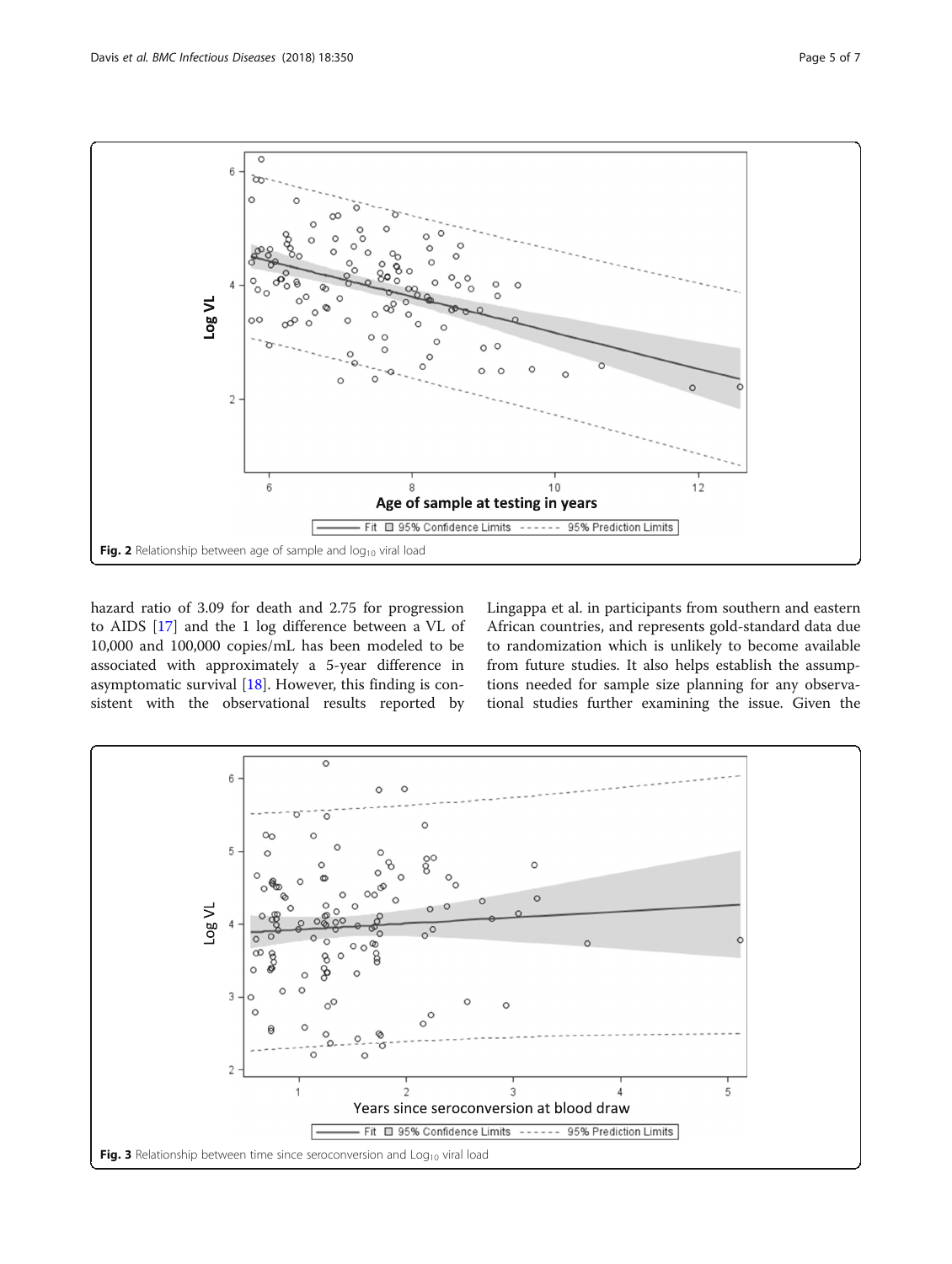Fig. 2 Relationship between age of sample and $\log_{10}$ viral load

hazard ratio of 3.09 for death and 2.75 for progression to AIDS [17] and the 1 log difference between a VL of 10,000 and 100,000 copies/mL has been modeled to be associated with approximately a 5-year difference in asymptomatic survival [18]. However, this finding is consistent with the observational results reported by Lingappa et al. in participants from southern and eastern African countries, and represents gold-standard data due to randomization which is unlikely to become available from future studies. It also helps establish the assumptions needed for sample size planning for any observational studies further examining the issue. Given the

Fig. 3 Relationship between time since seroconversion and $\text{Log}_{10}$ viral load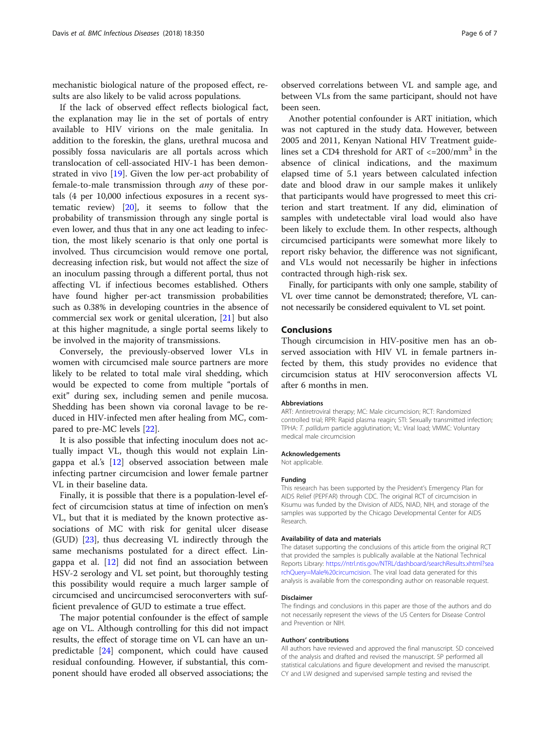mechanistic biological nature of the proposed effect, results are also likely to be valid across populations.

If the lack of observed effect reflects biological fact, the explanation may lie in the set of portals of entry available to HIV virions on the male genitalia. In addition to the foreskin, the glans, urethral mucosa and possibly fossa navicularis are all portals across which translocation of cell-associated HIV-1 has been demonstrated in vivo [19]. Given the low per-act probability of female-to-male transmission through *any* of these portals (4 per 10,000 infectious exposures in a recent systematic review) [20], it seems to follow that the probability of transmission through any single portal is even lower, and thus that in any one act leading to infection, the most likely scenario is that only one portal is involved. Thus circumcision would remove one portal, decreasing infection risk, but would not affect the size of an inoculum passing through a different portal, thus not affecting VL if infectious becomes established. Others have found higher per-act transmission probabilities such as 0.38% in developing countries in the absence of commercial sex work or genital ulceration, [21] but also at this higher magnitude, a single portal seems likely to be involved in the majority of transmissions.

Conversely, the previously-observed lower VLs in women with circumcised male source partners are more likely to be related to total male viral shedding, which would be expected to come from multiple "portals of exit" during sex, including semen and penile mucosa. Shedding has been shown via coronal lavage to be reduced in HIV-infected men after healing from MC, compared to pre-MC levels [22].

It is also possible that infecting inoculum does not actually impact VL, though this would not explain Lingappa et al.'s [12] observed association between male infecting partner circumcision and lower female partner VL in their baseline data.

Finally, it is possible that there is a population-level effect of circumcision status at time of infection on men's VL, but that it is mediated by the known protective associations of MC with risk for genital ulcer disease (GUD) [23], thus decreasing VL indirectly through the same mechanisms postulated for a direct effect. Lingappa et al. [12] did not find an association between HSV-2 serology and VL set point, but thoroughly testing this possibility would require a much larger sample of circumcised and uncircumcised seroconverters with sufficient prevalence of GUD to estimate a true effect.

The major potential confounder is the effect of sample age on VL. Although controlling for this did not impact results, the effect of storage time on VL can have an unpredictable [24] component, which could have caused residual confounding. However, if substantial, this component should have eroded all observed associations; the observed correlations between VL and sample age, and between VLs from the same participant, should not have been seen.

Another potential confounder is ART initiation, which was not captured in the study data. However, between 2005 and 2011, Kenyan National HIV Treatment guidelines set a CD4 threshold for ART of $<=200/\text{mm}^3$ in the absence of clinical indications, and the maximum elapsed time of 5.1 years between calculated infection date and blood draw in our sample makes it unlikely that participants would have progressed to meet this criterion and start treatment. If any did, elimination of samples with undetectable viral load would also have been likely to exclude them. In other respects, although circumcised participants were somewhat more likely to report risky behavior, the difference was not significant, and VLs would not necessarily be higher in infections contracted through high-risk sex.

Finally, for participants with only one sample, stability of VL over time cannot be demonstrated; therefore, VL cannot necessarily be considered equivalent to VL set point.

## Conclusions

Though circumcision in HIV-positive men has an observed association with HIV VL in female partners infected by them, this study provides no evidence that circumcision status at HIV seroconversion affects VL after 6 months in men.

#### Abbreviations

ART: Antiretroviral therapy; MC: Male circumcision; RCT: Randomized controlled trial; RPR: Rapid plasma reagin; STI: Sexually transmitted infection; TPHA: *T. pallidum* particle agglutination; VL: Viral load; VMMC: Voluntary medical male circumcision

#### Acknowledgements

Not applicable.

#### Funding

This research has been supported by the President's Emergency Plan for AIDS Relief (PEPFAR) through CDC. The original RCT of circumcision in Kisumu was funded by the Division of AIDS, NIAD, NIH, and storage of the samples was supported by the Chicago Developmental Center for AIDS Research.

#### Availability of data and materials

The dataset supporting the conclusions of this article from the original RCT that provided the samples is publically available at the National Technical Reports Library: https://ntrl.ntis.gov/NTRL/dashboard/searchResults.xhtml?searchQuery=Male%20circumcision. The viral load data generated for this analysis is available from the corresponding author on reasonable request.

#### Disclaimer

The findings and conclusions in this paper are those of the authors and do not necessarily represent the views of the US Centers for Disease Control and Prevention or NIH.

#### Authors' contributions

All authors have reviewed and approved the final manuscript. SD conceived of the analysis and drafted and revised the manuscript. SP performed all statistical calculations and figure development and revised the manuscript. CY and LW designed and supervised sample testing and revised the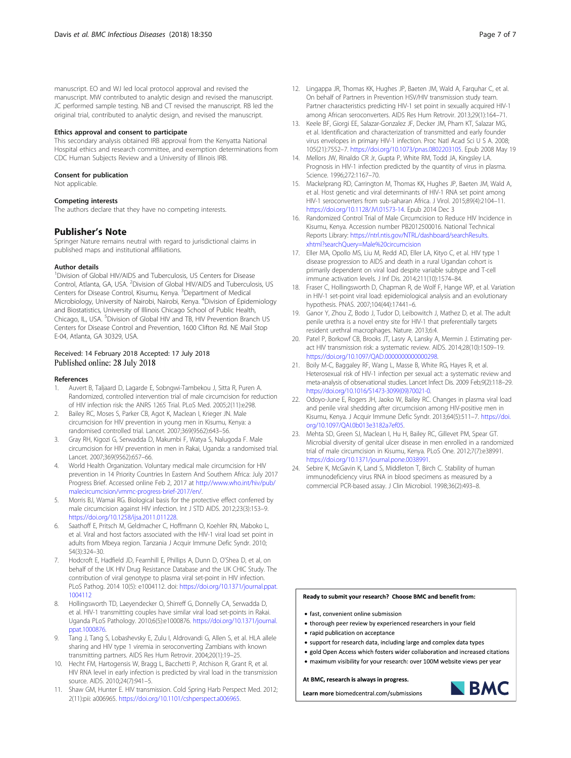manuscript. EO and WJ led local protocol approval and revised the manuscript. MW contributed to analytic design and revised the manuscript. JC performed sample testing. NB and CT revised the manuscript. RB led the original trial, contributed to analytic design, and revised the manuscript.

### Ethics approval and consent to participate

This secondary analysis obtained IRB approval from the Kenyatta National Hospital ethics and research committee, and exemption determinations from CDC Human Subjects Review and a University of Illinois IRB.

### Consent for publication

Not applicable.

### Competing interests

The authors declare that they have no competing interests.

## Publisher's Note

Springer Nature remains neutral with regard to jurisdictional claims in published maps and institutional affiliations.

### Author details

[1]Division of Global HIV/AIDS and Tuberculosis, US Centers for Disease Control, Atlanta, GA, USA. [2]Division of Global HIV/AIDS and Tuberculosis, US Centers for Disease Control, Kisumu, Kenya. [3]Department of Medical Microbiology, University of Nairobi, Nairobi, Kenya. [4]Division of Epidemiology and Biostatistics, University of Illinois Chicago School of Public Health, Chicago, IL, USA. [5]Division of Global HIV and TB, HIV Prevention Branch US Centers for Disease Control and Prevention, 1600 Clifton Rd. NE Mail Stop E-04, Atlanta, GA 30329, USA.

Received: 14 February 2018 Accepted: 17 July 2018
Published online: 28 July 2018

### References

1. Auvert B, Taljaard D, Lagarde E, Sobngwi-Tambekou J, Sitta R, Puren A. Randomized, controlled intervention trial of male circumcision for reduction of HIV infection risk: the ANRS 1265 Trial. PLoS Med. 2005;2(11):e298.
2. Bailey RC, Moses S, Parker CB, Agot K, Maclean I, Krieger JN. Male circumcision for HIV prevention in young men in Kisumu, Kenya: a randomised controlled trial. Lancet. 2007;369(9562):643–56.
3. Gray RH, Kigozi G, Serwadda D, Makumbi F, Watya S, Nalugoda F. Male circumcision for HIV prevention in men in Rakai, Uganda: a randomised trial. Lancet. 2007;369(9562):657–66.
4. World Health Organization. Voluntary medical male circumcision for HIV prevention in 14 Priority Countries In Eastern And Southern Africa: July 2017 Progress Brief. Accessed online Feb 2, 2017 at http://www.who.int/hiv/pub/malecircumcision/vmmc-progress-brief-2017/en/.
5. Morris BJ, Wamai RG. Biological basis for the protective effect conferred by male circumcision against HIV infection. Int J STD AIDS. 2012;23(3):153–9. https://doi.org/10.1258/ijsa.2011.011228.
6. Saathoff E, Pritsch M, Geldmacher C, Hoffmann O, Koehler RN, Maboko L, et al. Viral and host factors associated with the HIV-1 viral load set point in adults from Mbeya region. Tanzania J Acquir Immune Defic Syndr. 2010; 54(3):324–30.
7. Hodcroft E, Hadfield JD, Fearnhill E, Phillips A, Dunn D, O'Shea D, et al, on behalf of the UK HIV Drug Resistance Database and the UK CHIC Study. The contribution of viral genotype to plasma viral set-point in HIV infection. PLoS Pathog. 2014 10(5): e1004112. doi: https://doi.org/10.1371/journal.ppat.1004112
8. Hollingsworth TD, Laeyendecker O, Shirreff G, Donnelly CA, Serwadda D, et al. HIV-1 transmitting couples have similar viral load set-points in Rakai. Uganda PLoS Pathology. 2010;6(5):e1000876. https://doi.org/10.1371/journal.ppat.1000876.
9. Tang J, Tang S, Lobashevsky E, Zulu I, Aldrovandi G, Allen S, et al. HLA allele sharing and HIV type 1 viremia in seroconverting Zambians with known transmitting partners. AIDS Res Hum Retrovir. 2004;20(1):19–25.
10. Hecht FM, Hartogensis W, Bragg L, Bacchetti P, Atchison R, Grant R, et al. HIV RNA level in early infection is predicted by viral load in the transmission source. AIDS. 2010;24(7):941–5.
11. Shaw GM, Hunter E. HIV transmission. Cold Spring Harb Perspect Med. 2012; 2(11):pii: a006965. https://doi.org/10.1101/cshperspect.a006965.
12. Lingappa JR, Thomas KK, Hughes JP, Baeten JM, Wald A, Farquhar C, et al. On behalf of Partners in Prevention HSV/HIV transmission study team. Partner characteristics predicting HIV-1 set point in sexually acquired HIV-1 among African seroconverters. AIDS Res Hum Retrovir. 2013;29(1):164–71.
13. Keele BF, Giorgi EE, Salazar-Gonzalez JF, Decker JM, Pham KT, Salazar MG, et al. Identification and characterization of transmitted and early founder virus envelopes in primary HIV-1 infection. Proc Natl Acad Sci U S A. 2008; 105(21):7552–7. https://doi.org/10.1073/pnas.0802203105. Epub 2008 May 19
14. Mellors JW, Rinaldo CR Jr, Gupta P, White RM, Todd JA, Kingsley LA. Prognosis in HIV-1 infection predicted by the quantity of virus in plasma. Science. 1996;272:1167–70.
15. Mackelprang RD, Carrington M, Thomas KK, Hughes JP, Baeten JM, Wald A, et al. Host genetic and viral determinants of HIV-1 RNA set point among HIV-1 seroconverters from sub-saharan Africa. J Virol. 2015;89(4):2104–11. https://doi.org/10.1128/JVI.01573-14. Epub 2014 Dec 3
16. Randomized Control Trial of Male Circumcision to Reduce HIV Incidence in Kisumu, Kenya. Accession number PB2012500016. National Technical Reports Library: https://ntrl.ntis.gov/NTRL/dashboard/searchResults.xhtml?searchQuery=Male%20circumcision
17. Eller MA, Opollo MS, Liu M, Redd AD, Eller LA, Kityo C, et al. HIV type 1 disease progression to AIDS and death in a rural Ugandan cohort is primarily dependent on viral load despite variable subtype and T-cell immune activation levels. J Inf Dis. 2014;211(10):1574–84.
18. Fraser C, Hollingsworth D, Chapman R, de Wolf F, Hange WP, et al. Variation in HIV-1 set-point viral load: epidemiological analysis and an evolutionary hypothesis. PNAS. 2007;104(44):17441–6.
19. Ganor Y, Zhou Z, Bodo J, Tudor D, Leibowitch J, Mathez D, et al. The adult penile urethra is a novel entry site for HIV-1 that preferentially targets resident urethral macrophages. Nature. 2013;6:4.
20. Patel P, Borkowf CB, Brooks JT, Lasry A, Lansky A, Mermin J. Estimating per-act HIV transmission risk: a systematic review. AIDS. 2014;28(10):1509–19. https://doi.org/10.1097/QAD.0000000000000298.
21. Boily M-C, Baggaley RF, Wang L, Masse B, White RG, Hayes R, et al. Heterosexual risk of HIV-1 infection per sexual act: a systematic review and meta-analysis of observational studies. Lancet Infect Dis. 2009 Feb;9(2):118–29. https://doi.org/10.1016/S1473-3099(09)70021-0.
22. Odoyo-June E, Rogers JH, Jaoko W, Bailey RC. Changes in plasma viral load and penile viral shedding after circumcision among HIV-positive men in Kisumu, Kenya. J Acquir Immune Defic Syndr. 2013;64(5):511–7. https://doi.org/10.1097/QAI.0b013e3182a7ef05.
23. Mehta SD, Green SJ, Maclean I, Hu H, Bailey RC, Gillevet PM, Spear GT. Microbial diversity of genital ulcer disease in men enrolled in a randomized trial of male circumcision in Kisumu, Kenya. PLoS One. 2012;7(7):e38991. https://doi.org/10.1371/journal.pone.0038991.
24. Sebire K, McGavin K, Land S, Middleton T, Birch C. Stability of human immunodeficiency virus RNA in blood specimens as measured by a commercial PCR-based assay. J Clin Microbiol. 1998;36(2):493–8.